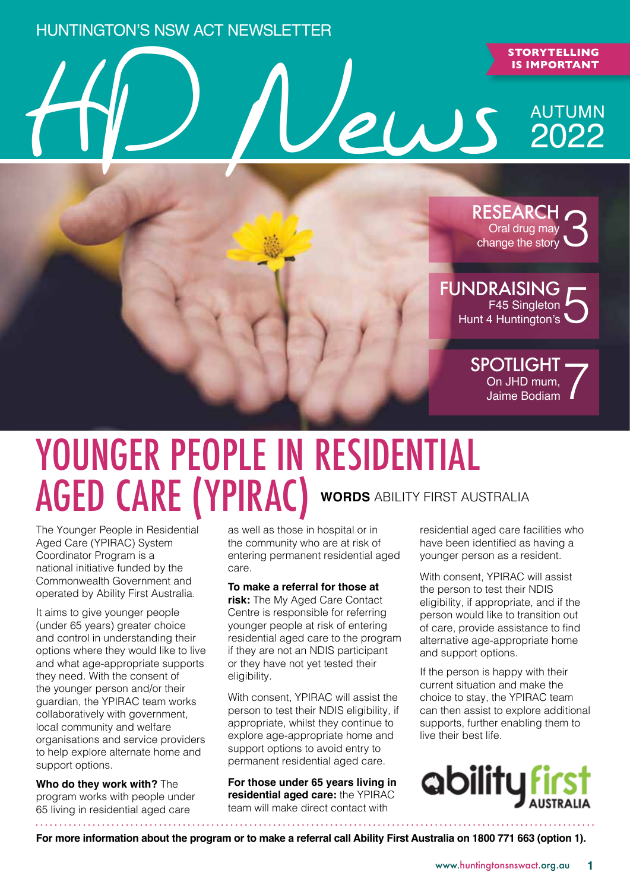HUNTINGTON'S NSW ACT NEWSLETTER

# HD News

**STORYTELLING IS IMPORTANT**

AUTUMN 2022

**RESEARCH** Oral drug may change the story 3

**FUNDRAISING** F45 Singleton Hunt 4 Huntington's 5

**SPOTLIGHT** On JHD mum, Jaime Bodiam 7

# YOUNGER PEOPLE IN RESIDENTIAL AGED CARE (YPIRAC)

**WORDS** ABILITY FIRST AUSTRALIA

The Younger People in Residential Aged Care (YPIRAC) System Coordinator Program is a national initiative funded by the Commonwealth Government and operated by Ability First Australia.

It aims to give younger people (under 65 years) greater choice and control in understanding their options where they would like to live and what age-appropriate supports they need. With the consent of the younger person and/or their guardian, the YPIRAC team works collaboratively with government, local community and welfare organisations and service providers to help explore alternate home and support options.

**Who do they work with?** The program works with people under 65 living in residential aged care as well as those in hospital or in the community who are at risk of entering permanent residential aged care.

**To make a referral for those at risk:** The My Aged Care Contact Centre is responsible for referring younger people at risk of entering residential aged care to the program if they are not an NDIS participant or they have not yet tested their eligibility.

With consent, YPIRAC will assist the person to test their NDIS eligibility, if appropriate, whilst they continue to explore age-appropriate home and support options to avoid entry to permanent residential aged care.

**For those under 65 years living in residential aged care:** the YPIRAC team will make direct contact with residential aged care facilities who have been identified as having a younger person as a resident.

With consent, YPIRAC will assist the person to test their NDIS eligibility, if appropriate, and if the person would like to transition out of care, provide assistance to find alternative age-appropriate home and support options.

If the person is happy with their current situation and make the choice to stay, the YPIRAC team can then assist to explore additional supports, further enabling them to live their best life.

ability first AUSTRALIA

**For more information about the program or to make a referral call Ability First Australia on 1800 771 663 (option 1).**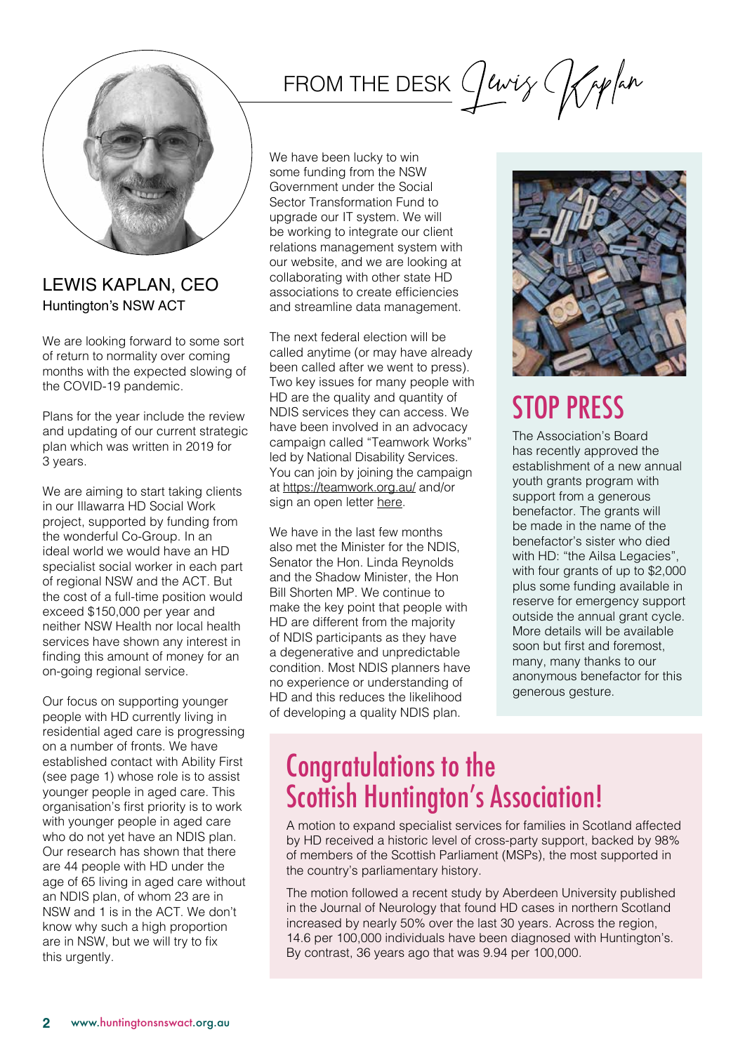# FROM THE DESK Lewis Kaplan

## LEWIS KAPLAN, CEO
Huntington's NSW ACT

We are looking forward to some sort of return to normality over coming months with the expected slowing of the COVID-19 pandemic.

Plans for the year include the review and updating of our current strategic plan which was written in 2019 for 3 years.

We are aiming to start taking clients in our Illawarra HD Social Work project, supported by funding from the wonderful Co-Group. In an ideal world we would have an HD specialist social worker in each part of regional NSW and the ACT. But the cost of a full-time position would exceed $150,000 per year and neither NSW Health nor local health services have shown any interest in finding this amount of money for an on-going regional service.

Our focus on supporting younger people with HD currently living in residential aged care is progressing on a number of fronts. We have established contact with Ability First (see page 1) whose role is to assist younger people in aged care. This organisation's first priority is to work with younger people in aged care who do not yet have an NDIS plan. Our research has shown that there are 44 people with HD under the age of 65 living in aged care without an NDIS plan, of whom 23 are in NSW and 1 is in the ACT. We don't know why such a high proportion are in NSW, but we will try to fix this urgently.

We have been lucky to win some funding from the NSW Government under the Social Sector Transformation Fund to upgrade our IT system. We will be working to integrate our client relations management system with our website, and we are looking at collaborating with other state HD associations to create efficiencies and streamline data management.

The next federal election will be called anytime (or may have already been called after we went to press). Two key issues for many people with HD are the quality and quantity of NDIS services they can access. We have been involved in an advocacy campaign called "Teamwork Works" led by National Disability Services. You can join by joining the campaign at https://teamwork.org.au/ and/or sign an open letter here.

We have in the last few months also met the Minister for the NDIS, Senator the Hon. Linda Reynolds and the Shadow Minister, the Hon Bill Shorten MP. We continue to make the key point that people with HD are different from the majority of NDIS participants as they have a degenerative and unpredictable condition. Most NDIS planners have no experience or understanding of HD and this reduces the likelihood of developing a quality NDIS plan.

## STOP PRESS

The Association's Board has recently approved the establishment of a new annual youth grants program with support from a generous benefactor. The grants will be made in the name of the benefactor's sister who died with HD: "the Ailsa Legacies", with four grants of up to $2,000 plus some funding available in reserve for emergency support outside the annual grant cycle. More details will be available soon but first and foremost, many, many thanks to our anonymous benefactor for this generous gesture.

## Congratulations to the Scottish Huntington's Association!

A motion to expand specialist services for families in Scotland affected by HD received a historic level of cross-party support, backed by 98% of members of the Scottish Parliament (MSPs), the most supported in the country's parliamentary history.

The motion followed a recent study by Aberdeen University published in the Journal of Neurology that found HD cases in northern Scotland increased by nearly 50% over the last 30 years. Across the region, 14.6 per 100,000 individuals have been diagnosed with Huntington's. By contrast, 36 years ago that was 9.94 per 100,000.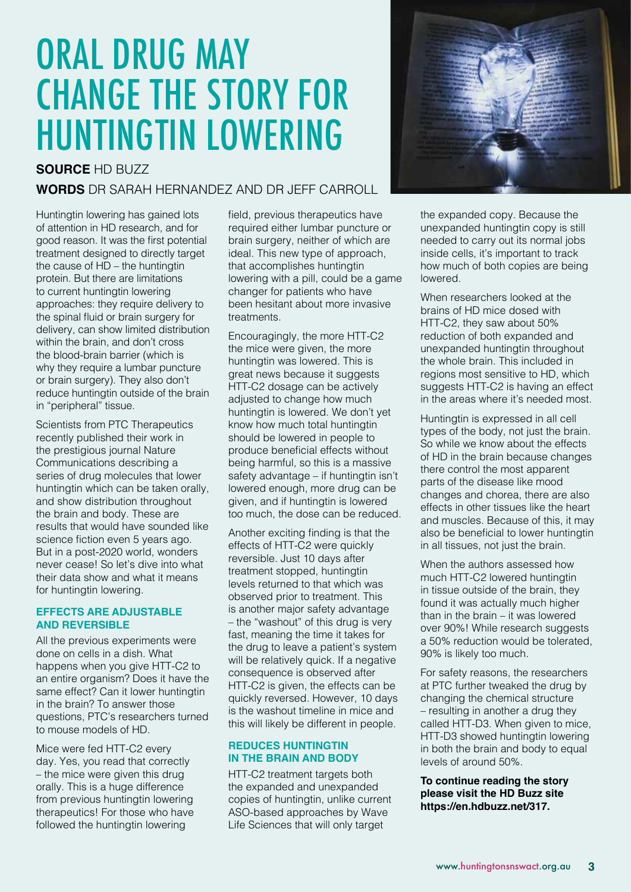# ORAL DRUG MAY CHANGE THE STORY FOR HUNTINGTIN LOWERING

**SOURCE** HD BUZZ

**WORDS** DR SARAH HERNANDEZ AND DR JEFF CARROLL

Huntingtin lowering has gained lots of attention in HD research, and for good reason. It was the first potential treatment designed to directly target the cause of HD – the huntingtin protein. But there are limitations to current huntingtin lowering approaches: they require delivery to the spinal fluid or brain surgery for delivery, can show limited distribution within the brain, and don't cross the blood-brain barrier (which is why they require a lumbar puncture or brain surgery). They also don't reduce huntingtin outside of the brain in "peripheral" tissue.

Scientists from PTC Therapeutics recently published their work in the prestigious journal Nature Communications describing a series of drug molecules that lower huntingtin which can be taken orally, and show distribution throughout the brain and body. These are results that would have sounded like science fiction even 5 years ago. But in a post-2020 world, wonders never cease! So let's dive into what their data show and what it means for huntingtin lowering.

### EFFECTS ARE ADJUSTABLE AND REVERSIBLE

All the previous experiments were done on cells in a dish. What happens when you give HTT-C2 to an entire organism? Does it have the same effect? Can it lower huntingtin in the brain? To answer those questions, PTC's researchers turned to mouse models of HD.

Mice were fed HTT-C2 every day. Yes, you read that correctly – the mice were given this drug orally. This is a huge difference from previous huntingtin lowering therapeutics! For those who have followed the huntingtin lowering field, previous therapeutics have required either lumbar puncture or brain surgery, neither of which are ideal. This new type of approach, that accomplishes huntingtin lowering with a pill, could be a game changer for patients who have been hesitant about more invasive treatments.

Encouragingly, the more HTT-C2 the mice were given, the more huntingtin was lowered. This is great news because it suggests HTT-C2 dosage can be actively adjusted to change how much huntingtin is lowered. We don't yet know how much total huntingtin should be lowered in people to produce beneficial effects without being harmful, so this is a massive safety advantage – if huntingtin isn't lowered enough, more drug can be given, and if huntingtin is lowered too much, the dose can be reduced.

Another exciting finding is that the effects of HTT-C2 were quickly reversible. Just 10 days after treatment stopped, huntingtin levels returned to that which was observed prior to treatment. This is another major safety advantage – the "washout" of this drug is very fast, meaning the time it takes for the drug to leave a patient's system will be relatively quick. If a negative consequence is observed after HTT-C2 is given, the effects can be quickly reversed. However, 10 days is the washout timeline in mice and this will likely be different in people.

### REDUCES HUNTINGTIN IN THE BRAIN AND BODY

HTT-C2 treatment targets both the expanded and unexpanded copies of huntingtin, unlike current ASO-based approaches by Wave Life Sciences that will only target the expanded copy. Because the unexpanded huntingtin copy is still needed to carry out its normal jobs inside cells, it's important to track how much of both copies are being lowered.

When researchers looked at the brains of HD mice dosed with HTT-C2, they saw about 50% reduction of both expanded and unexpanded huntingtin throughout the whole brain. This included in regions most sensitive to HD, which suggests HTT-C2 is having an effect in the areas where it's needed most.

Huntingtin is expressed in all cell types of the body, not just the brain. So while we know about the effects of HD in the brain because changes there control the most apparent parts of the disease like mood changes and chorea, there are also effects in other tissues like the heart and muscles. Because of this, it may also be beneficial to lower huntingtin in all tissues, not just the brain.

When the authors assessed how much HTT-C2 lowered huntingtin in tissue outside of the brain, they found it was actually much higher than in the brain – it was lowered over 90%! While research suggests a 50% reduction would be tolerated, 90% is likely too much.

For safety reasons, the researchers at PTC further tweaked the drug by changing the chemical structure – resulting in another drug they called HTT-D3. When given to mice, HTT-D3 showed huntingtin lowering in both the brain and body to equal levels of around 50%.

**To continue reading the story please visit the HD Buzz site https://en.hdbuzz.net/317.**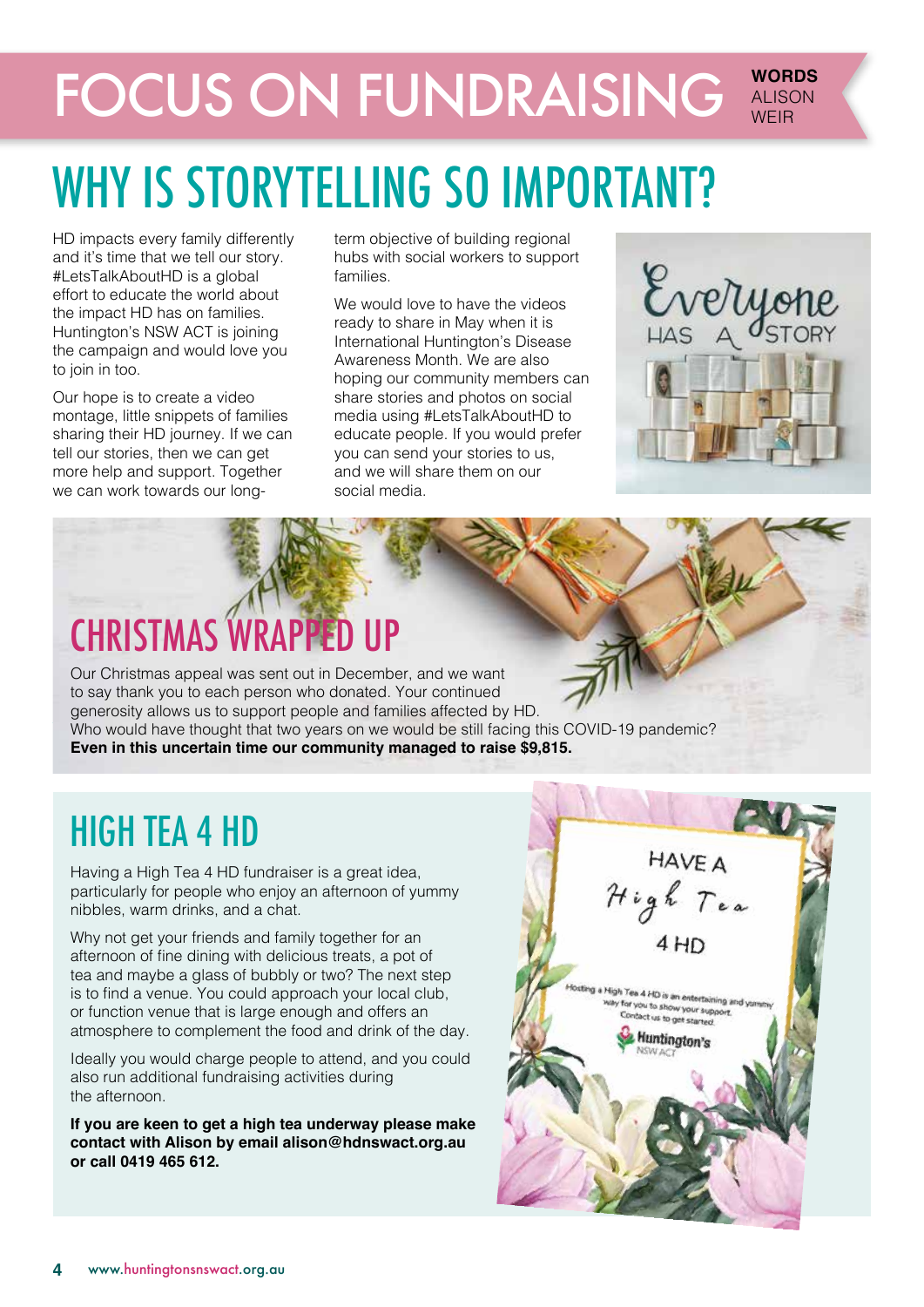# FOCUS ON FUNDRAISING

**WORDS** ALISON WEIR

## WHY IS STORYTELLING SO IMPORTANT?

HD impacts every family differently and it's time that we tell our story. #LetsTalkAboutHD is a global effort to educate the world about the impact HD has on families. Huntington's NSW ACT is joining the campaign and would love you to join in too.

Our hope is to create a video montage, little snippets of families sharing their HD journey. If we can tell our stories, then we can get more help and support. Together we can work towards our long-term objective of building regional hubs with social workers to support families.

We would love to have the videos ready to share in May when it is International Huntington's Disease Awareness Month. We are also hoping our community members can share stories and photos on social media using #LetsTalkAboutHD to educate people. If you would prefer you can send your stories to us, and we will share them on our social media.

## CHRISTMAS WRAPPED UP

Our Christmas appeal was sent out in December, and we want to say thank you to each person who donated. Your continued generosity allows us to support people and families affected by HD. Who would have thought that two years on we would be still facing this COVID-19 pandemic? **Even in this uncertain time our community managed to raise $9,815.**

## HIGH TEA 4 HD

Having a High Tea 4 HD fundraiser is a great idea, particularly for people who enjoy an afternoon of yummy nibbles, warm drinks, and a chat.

Why not get your friends and family together for an afternoon of fine dining with delicious treats, a pot of tea and maybe a glass of bubbly or two? The next step is to find a venue. You could approach your local club, or function venue that is large enough and offers an atmosphere to complement the food and drink of the day.

Ideally you would charge people to attend, and you could also run additional fundraising activities during the afternoon.

**If you are keen to get a high tea underway please make contact with Alison by email alison@hdnswact.org.au or call 0419 465 612.**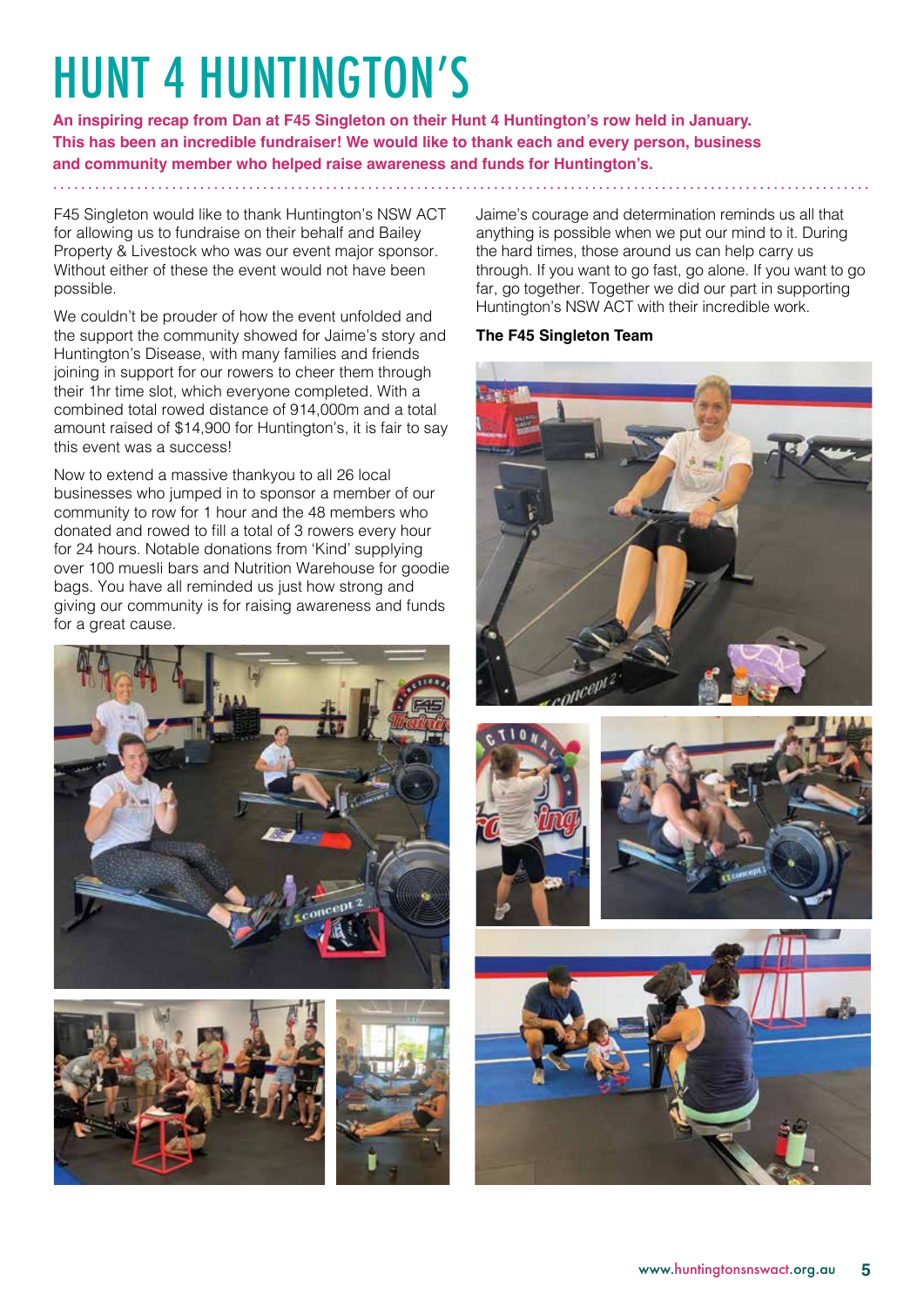# HUNT 4 HUNTINGTON'S

**An inspiring recap from Dan at F45 Singleton on their Hunt 4 Huntington's row held in January. This has been an incredible fundraiser! We would like to thank each and every person, business and community member who helped raise awareness and funds for Huntington's.**

F45 Singleton would like to thank Huntington's NSW ACT for allowing us to fundraise on their behalf and Bailey Property & Livestock who was our event major sponsor. Without either of these the event would not have been possible.

We couldn't be prouder of how the event unfolded and the support the community showed for Jaime's story and Huntington's Disease, with many families and friends joining in support for our rowers to cheer them through their 1hr time slot, which everyone completed. With a combined total rowed distance of 914,000m and a total amount raised of $14,900 for Huntington's, it is fair to say this event was a success!

Now to extend a massive thankyou to all 26 local businesses who jumped in to sponsor a member of our community to row for 1 hour and the 48 members who donated and rowed to fill a total of 3 rowers every hour for 24 hours. Notable donations from 'Kind' supplying over 100 muesli bars and Nutrition Warehouse for goodie bags. You have all reminded us just how strong and giving our community is for raising awareness and funds for a great cause.

Jaime's courage and determination reminds us all that anything is possible when we put our mind to it. During the hard times, those around us can help carry us through. If you want to go fast, go alone. If you want to go far, go together. Together we did our part in supporting Huntington's NSW ACT with their incredible work.

**The F45 Singleton Team**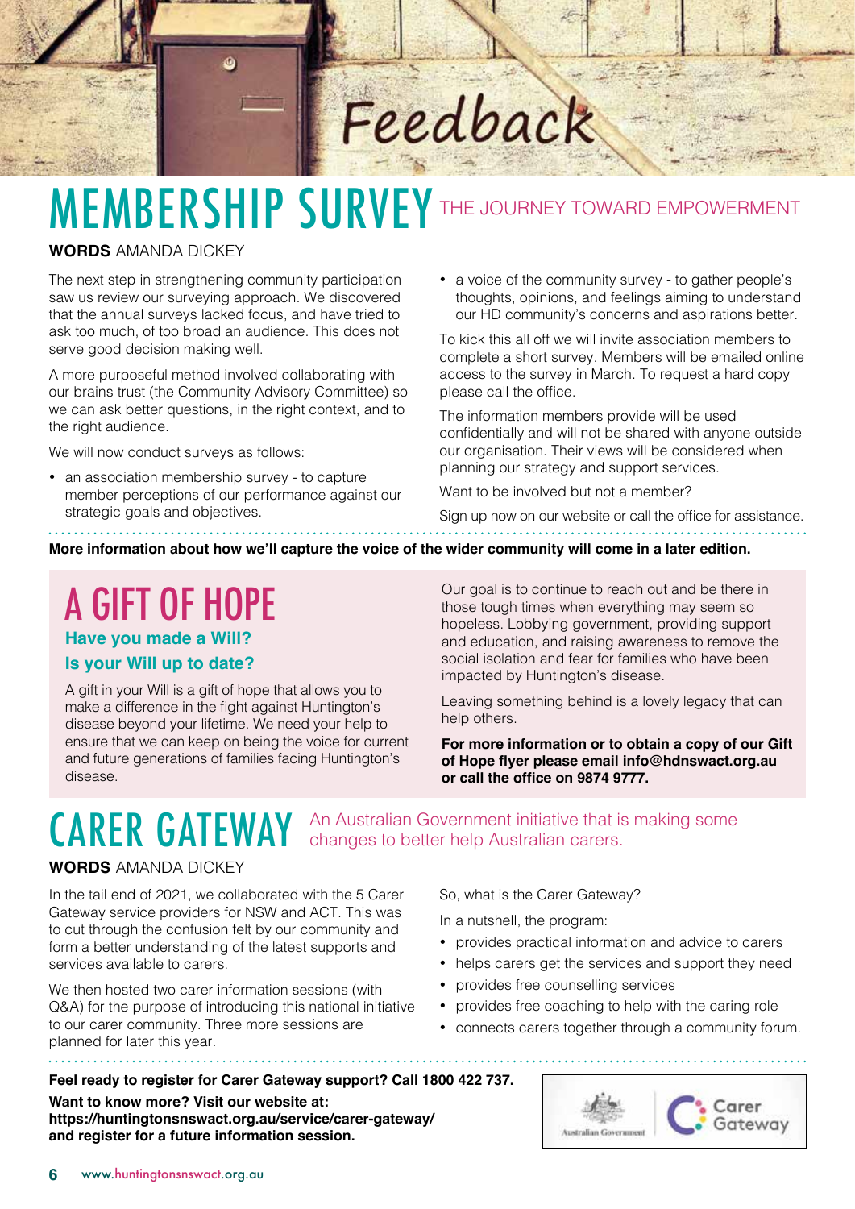# MEMBERSHIP SURVEY THE JOURNEY TOWARD EMPOWERMENT

**WORDS** AMANDA DICKEY

The next step in strengthening community participation saw us review our surveying approach. We discovered that the annual surveys lacked focus, and have tried to ask too much, of too broad an audience. This does not serve good decision making well.

A more purposeful method involved collaborating with our brains trust (the Community Advisory Committee) so we can ask better questions, in the right context, and to the right audience.

We will now conduct surveys as follows:

- an association membership survey - to capture member perceptions of our performance against our strategic goals and objectives.
- a voice of the community survey - to gather people's thoughts, opinions, and feelings aiming to understand our HD community's concerns and aspirations better.

To kick this all off we will invite association members to complete a short survey. Members will be emailed online access to the survey in March. To request a hard copy please call the office.

The information members provide will be used confidentially and will not be shared with anyone outside our organisation. Their views will be considered when planning our strategy and support services.

Want to be involved but not a member?

Sign up now on our website or call the office for assistance.

**More information about how we'll capture the voice of the wider community will come in a later edition.**

# A GIFT OF HOPE

### Have you made a Will?

### Is your Will up to date?

A gift in your Will is a gift of hope that allows you to make a difference in the fight against Huntington's disease beyond your lifetime. We need your help to ensure that we can keep on being the voice for current and future generations of families facing Huntington's disease.

Our goal is to continue to reach out and be there in those tough times when everything may seem so hopeless. Lobbying government, providing support and education, and raising awareness to remove the social isolation and fear for families who have been impacted by Huntington's disease.

Leaving something behind is a lovely legacy that can help others.

**For more information or to obtain a copy of our Gift of Hope flyer please email info@hdnswact.org.au or call the office on 9874 9777.**

# CARER GATEWAY An Australian Government initiative that is making some changes to better help Australian carers.

**WORDS** AMANDA DICKEY

In the tail end of 2021, we collaborated with the 5 Carer Gateway service providers for NSW and ACT. This was to cut through the confusion felt by our community and form a better understanding of the latest supports and services available to carers.

We then hosted two carer information sessions (with Q&A) for the purpose of introducing this national initiative to our carer community. Three more sessions are planned for later this year.

So, what is the Carer Gateway?

In a nutshell, the program:

- provides practical information and advice to carers
- helps carers get the services and support they need
- provides free counselling services
- provides free coaching to help with the caring role
- connects carers together through a community forum.

**Feel ready to register for Carer Gateway support? Call 1800 422 737.**

**Want to know more? Visit our website at: https://huntingtonsnswact.org.au/service/carer-gateway/ and register for a future information session.**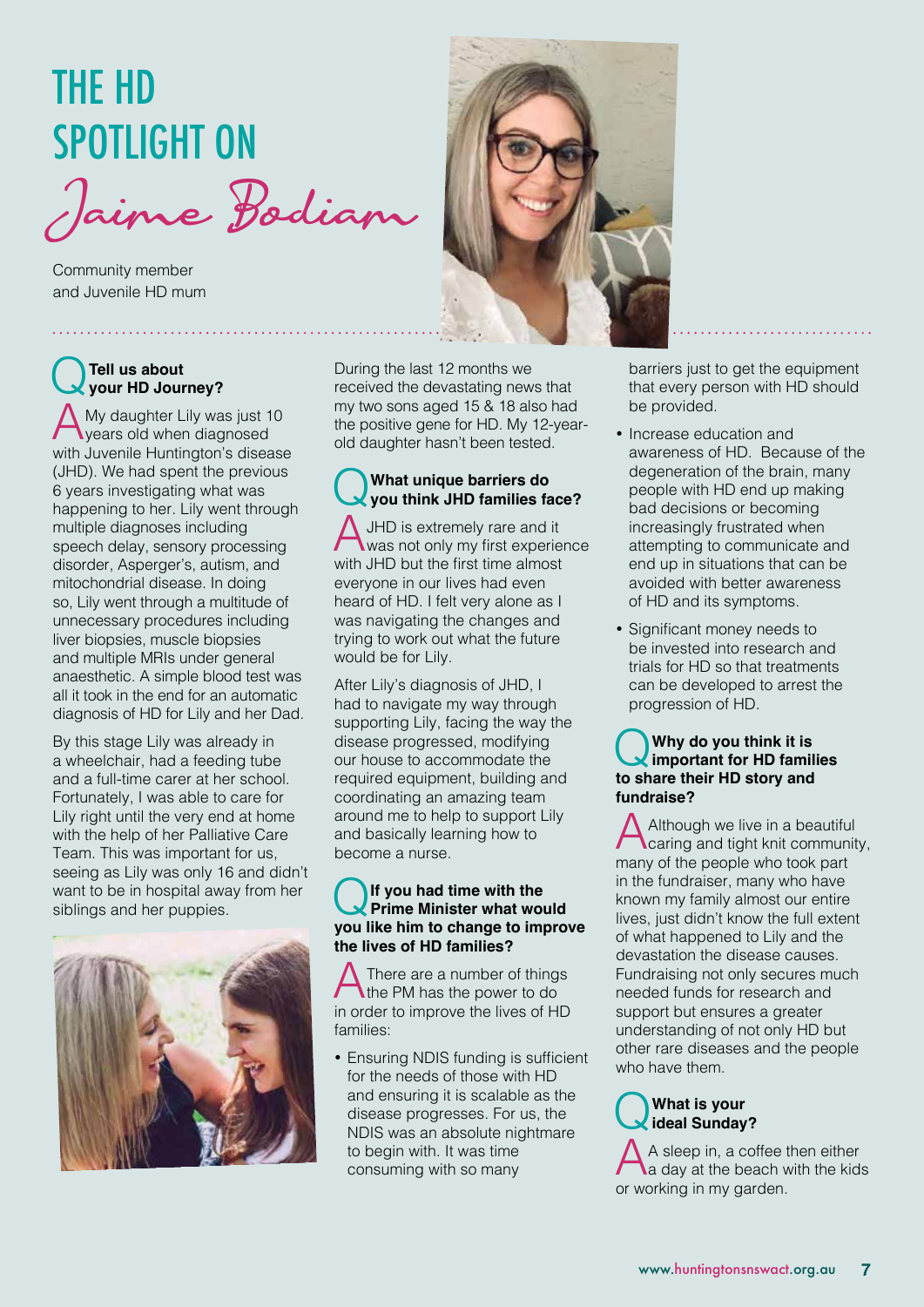# THE HD SPOTLIGHT ON

## Jaime Bodiam

Community member
and Juvenile HD mum

**Q Tell us about your HD Journey?**

**A** My daughter Lily was just 10 years old when diagnosed with Juvenile Huntington's disease (JHD). We had spent the previous 6 years investigating what was happening to her. Lily went through multiple diagnoses including speech delay, sensory processing disorder, Asperger's, autism, and mitochondrial disease. In doing so, Lily went through a multitude of unnecessary procedures including liver biopsies, muscle biopsies and multiple MRIs under general anaesthetic. A simple blood test was all it took in the end for an automatic diagnosis of HD for Lily and her Dad.

By this stage Lily was already in a wheelchair, had a feeding tube and a full-time carer at her school. Fortunately, I was able to care for Lily right until the very end at home with the help of her Palliative Care Team. This was important for us, seeing as Lily was only 16 and didn't want to be in hospital away from her siblings and her puppies.

During the last 12 months we received the devastating news that my two sons aged 15 & 18 also had the positive gene for HD. My 12-year-old daughter hasn't been tested.

**Q What unique barriers do you think JHD families face?**

**A** JHD is extremely rare and it was not only my first experience with JHD but the first time almost everyone in our lives had even heard of HD. I felt very alone as I was navigating the changes and trying to work out what the future would be for Lily.

After Lily's diagnosis of JHD, I had to navigate my way through supporting Lily, facing the way the disease progressed, modifying our house to accommodate the required equipment, building and coordinating an amazing team around me to help to support Lily and basically learning how to become a nurse.

**Q If you had time with the Prime Minister what would you like him to change to improve the lives of HD families?**

**A** There are a number of things the PM has the power to do in order to improve the lives of HD families:

- Ensuring NDIS funding is sufficient for the needs of those with HD and ensuring it is scalable as the disease progresses. For us, the NDIS was an absolute nightmare to begin with. It was time consuming with so many barriers just to get the equipment that every person with HD should be provided.
- Increase education and awareness of HD. Because of the degeneration of the brain, many people with HD end up making bad decisions or becoming increasingly frustrated when attempting to communicate and end up in situations that can be avoided with better awareness of HD and its symptoms.
- Significant money needs to be invested into research and trials for HD so that treatments can be developed to arrest the progression of HD.

**Q Why do you think it is important for HD families to share their HD story and fundraise?**

**A** Although we live in a beautiful caring and tight knit community, many of the people who took part in the fundraiser, many who have known my family almost our entire lives, just didn't know the full extent of what happened to Lily and the devastation the disease causes. Fundraising not only secures much needed funds for research and support but ensures a greater understanding of not only HD but other rare diseases and the people who have them.

**Q What is your ideal Sunday?**

**A** A sleep in, a coffee then either a day at the beach with the kids or working in my garden.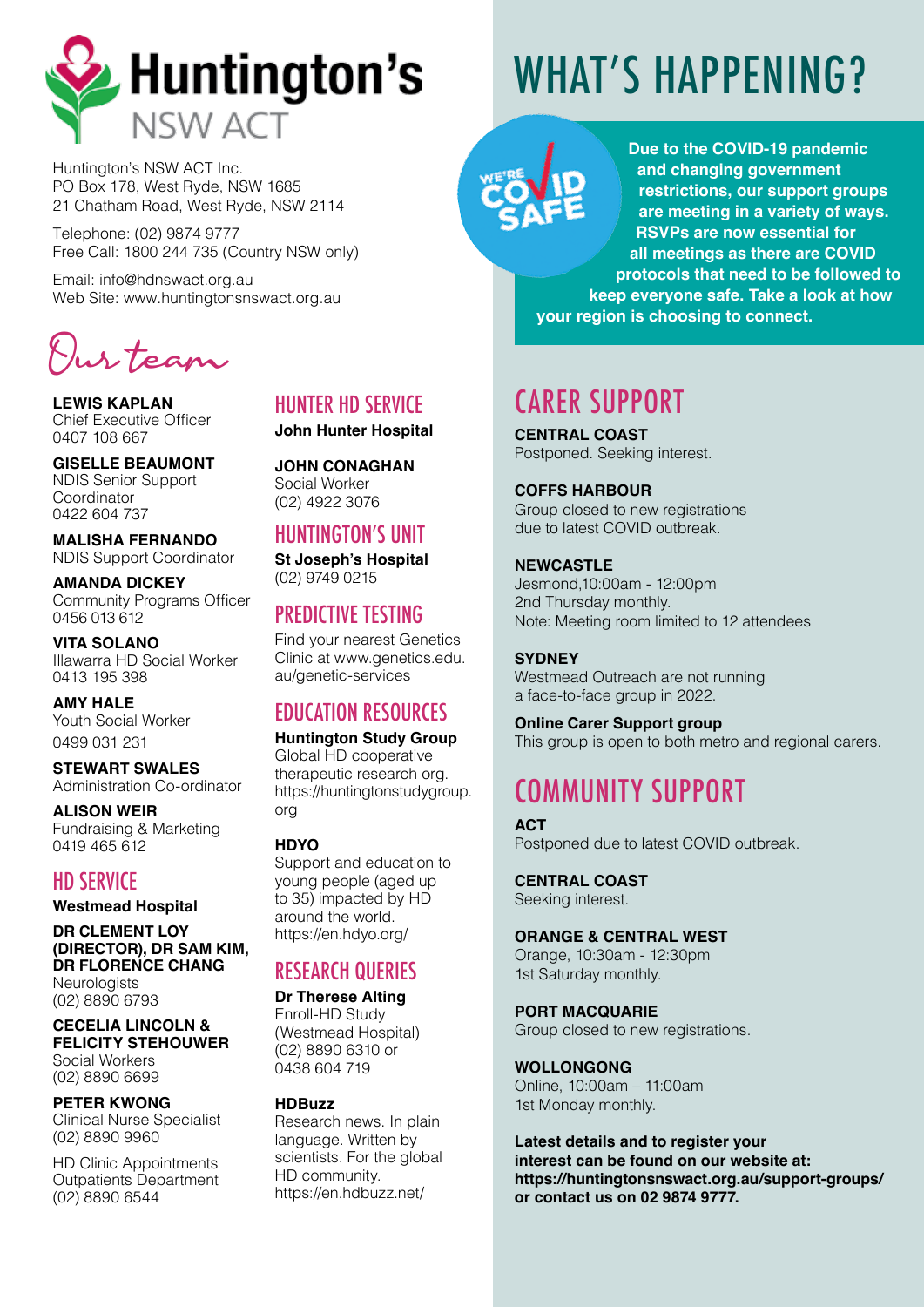# Huntington's NSW ACT

Huntington's NSW ACT Inc.
PO Box 178, West Ryde, NSW 1685
21 Chatham Road, West Ryde, NSW 2114

Telephone: (02) 9874 9777
Free Call: 1800 244 735 (Country NSW only)

Email: info@hdnswact.org.au
Web Site: www.huntingtonsnswact.org.au

## Our team

**LEWIS KAPLAN**
Chief Executive Officer
0407 108 667

**GISELLE BEAUMONT**
NDIS Senior Support Coordinator
0422 604 737

**MALISHA FERNANDO**
NDIS Support Coordinator

**AMANDA DICKEY**
Community Programs Officer
0456 013 612

**VITA SOLANO**
Illawarra HD Social Worker
0413 195 398

**AMY HALE**
Youth Social Worker
0499 031 231

**STEWART SWALES**
Administration Co-ordinator

**ALISON WEIR**
Fundraising & Marketing
0419 465 612

## HD SERVICE

**Westmead Hospital**

**DR CLEMENT LOY (DIRECTOR), DR SAM KIM, DR FLORENCE CHANG**
Neurologists
(02) 8890 6793

**CECELIA LINCOLN & FELICITY STEHOUWER**
Social Workers
(02) 8890 6699

**PETER KWONG**
Clinical Nurse Specialist
(02) 8890 9960

HD Clinic Appointments
Outpatients Department
(02) 8890 6544

## HUNTER HD SERVICE

**John Hunter Hospital**

**JOHN CONAGHAN**
Social Worker
(02) 4922 3076

## HUNTINGTON'S UNIT

**St Joseph's Hospital**
(02) 9749 0215

## PREDICTIVE TESTING

Find your nearest Genetics Clinic at www.genetics.edu.au/genetic-services

## EDUCATION RESOURCES

**Huntington Study Group**
Global HD cooperative therapeutic research org.
https://huntingtonstudygroup.org

**HDYO**
Support and education to young people (aged up to 35) impacted by HD around the world.
https://en.hdyo.org/

## RESEARCH QUERIES

**Dr Therese Alting**
Enroll-HD Study
(Westmead Hospital)
(02) 8890 6310 or
0438 604 719

**HDBuzz**
Research news. In plain language. Written by scientists. For the global HD community.
https://en.hdbuzz.net/

# WHAT'S HAPPENING?

WE'RE COVID SAFE

**Due to the COVID-19 pandemic and changing government restrictions, our support groups are meeting in a variety of ways. RSVPs are now essential for all meetings as there are COVID protocols that need to be followed to keep everyone safe. Take a look at how your region is choosing to connect.**

## CARER SUPPORT

**CENTRAL COAST**
Postponed. Seeking interest.

**COFFS HARBOUR**
Group closed to new registrations due to latest COVID outbreak.

**NEWCASTLE**
Jesmond,10:00am - 12:00pm
2nd Thursday monthly.
Note: Meeting room limited to 12 attendees

**SYDNEY**
Westmead Outreach are not running a face-to-face group in 2022.

**Online Carer Support group**
This group is open to both metro and regional carers.

## COMMUNITY SUPPORT

**ACT**
Postponed due to latest COVID outbreak.

**CENTRAL COAST**
Seeking interest.

**ORANGE & CENTRAL WEST**
Orange, 10:30am - 12:30pm
1st Saturday monthly.

**PORT MACQUARIE**
Group closed to new registrations.

**WOLLONGONG**
Online, 10:00am – 11:00am
1st Monday monthly.

**Latest details and to register your interest can be found on our website at: https://huntingtonsnswact.org.au/support-groups/ or contact us on 02 9874 9777.**